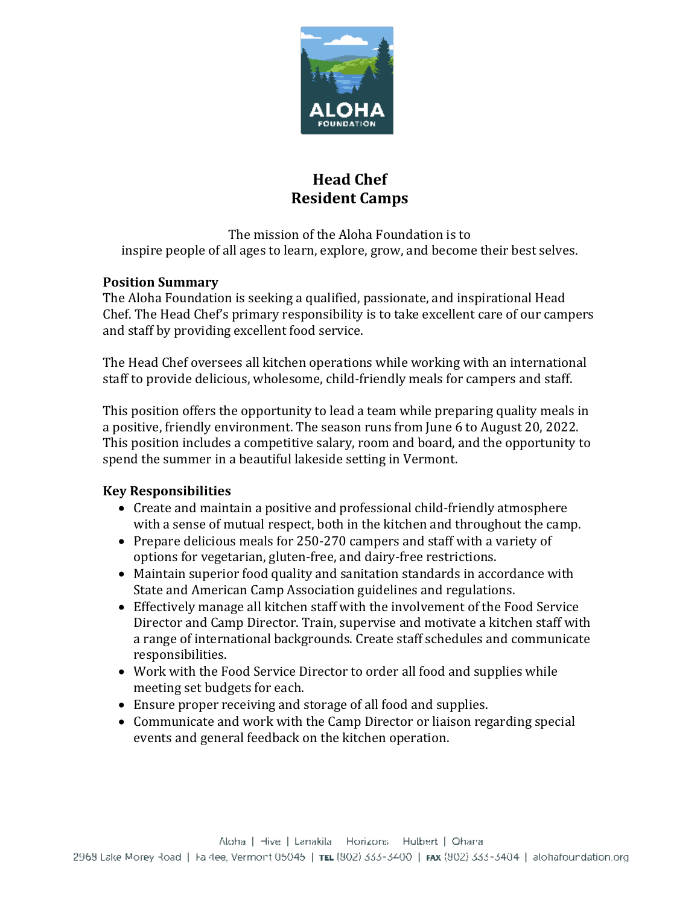# Head Chef
## Resident Camps

The mission of the Aloha Foundation is to
inspire people of all ages to learn, explore, grow, and become their best selves.

**Position Summary**

The Aloha Foundation is seeking a qualified, passionate, and inspirational Head Chef. The Head Chef's primary responsibility is to take excellent care of our campers and staff by providing excellent food service.

The Head Chef oversees all kitchen operations while working with an international staff to provide delicious, wholesome, child-friendly meals for campers and staff.

This position offers the opportunity to lead a team while preparing quality meals in a positive, friendly environment. The season runs from June 6 to August 20, 2022. This position includes a competitive salary, room and board, and the opportunity to spend the summer in a beautiful lakeside setting in Vermont.

**Key Responsibilities**

- Create and maintain a positive and professional child-friendly atmosphere with a sense of mutual respect, both in the kitchen and throughout the camp.
- Prepare delicious meals for 250-270 campers and staff with a variety of options for vegetarian, gluten-free, and dairy-free restrictions.
- Maintain superior food quality and sanitation standards in accordance with State and American Camp Association guidelines and regulations.
- Effectively manage all kitchen staff with the involvement of the Food Service Director and Camp Director. Train, supervise and motivate a kitchen staff with a range of international backgrounds. Create staff schedules and communicate responsibilities.
- Work with the Food Service Director to order all food and supplies while meeting set budgets for each.
- Ensure proper receiving and storage of all food and supplies.
- Communicate and work with the Camp Director or liaison regarding special events and general feedback on the kitchen operation.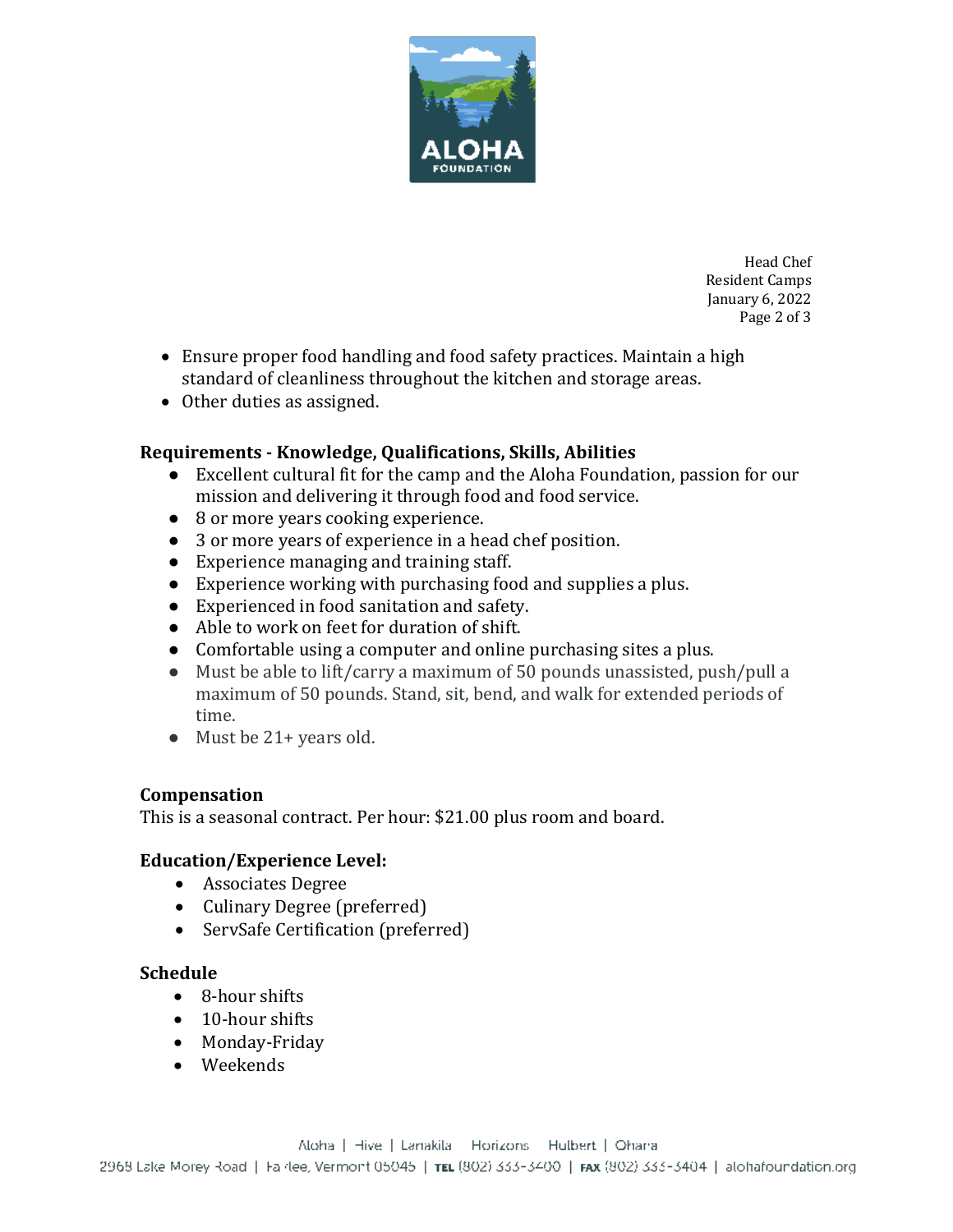- Ensure proper food handling and food safety practices. Maintain a high standard of cleanliness throughout the kitchen and storage areas.
- Other duties as assigned.

**Requirements - Knowledge, Qualifications, Skills, Abilities**

- Excellent cultural fit for the camp and the Aloha Foundation, passion for our mission and delivering it through food and food service.
- 8 or more years cooking experience.
- 3 or more years of experience in a head chef position.
- Experience managing and training staff.
- Experience working with purchasing food and supplies a plus.
- Experienced in food sanitation and safety.
- Able to work on feet for duration of shift.
- Comfortable using a computer and online purchasing sites a plus.
- Must be able to lift/carry a maximum of 50 pounds unassisted, push/pull a maximum of 50 pounds. Stand, sit, bend, and walk for extended periods of time.
- Must be 21+ years old.

**Compensation**

This is a seasonal contract. Per hour: $21.00 plus room and board.

**Education/Experience Level:**

- Associates Degree
- Culinary Degree (preferred)
- ServSafe Certification (preferred)

**Schedule**

- 8-hour shifts
- 10-hour shifts
- Monday-Friday
- Weekends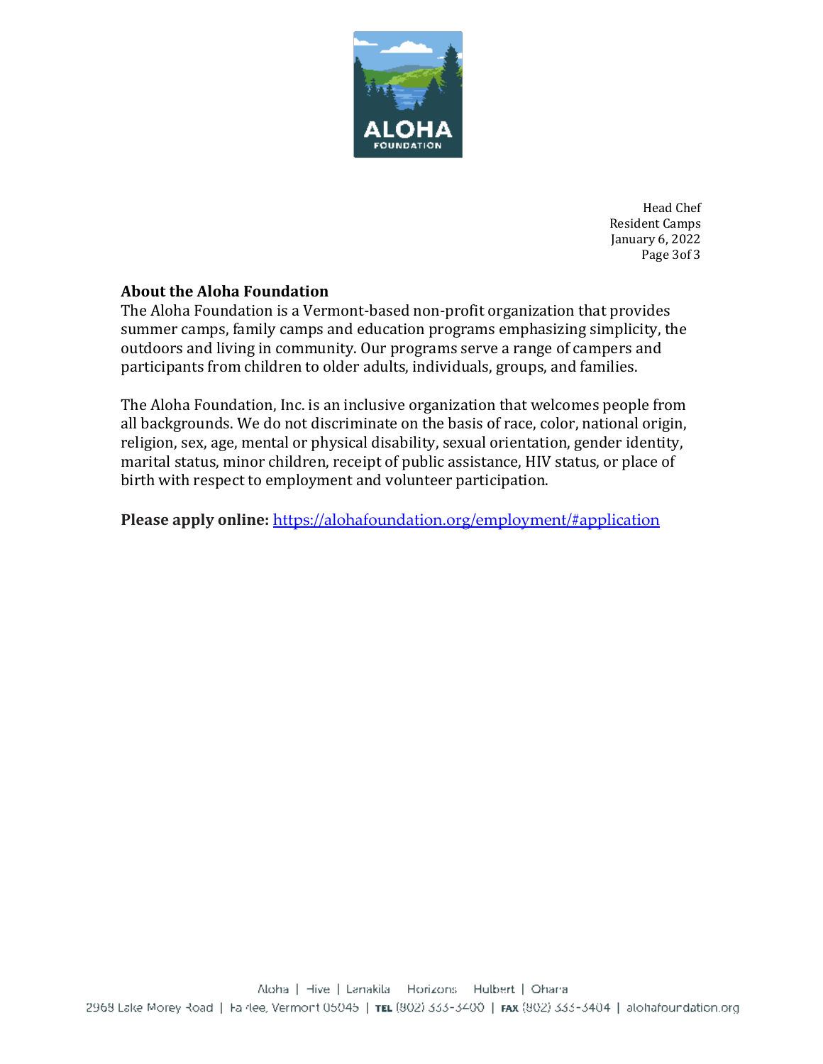Head Chef
Resident Camps
January 6, 2022

## About the Aloha Foundation

The Aloha Foundation is a Vermont-based non-profit organization that provides summer camps, family camps and education programs emphasizing simplicity, the outdoors and living in community. Our programs serve a range of campers and participants from children to older adults, individuals, groups, and families.

The Aloha Foundation, Inc. is an inclusive organization that welcomes people from all backgrounds. We do not discriminate on the basis of race, color, national origin, religion, sex, age, mental or physical disability, sexual orientation, gender identity, marital status, minor children, receipt of public assistance, HIV status, or place of birth with respect to employment and volunteer participation.

**Please apply online:** https://alohafoundation.org/employment/#application